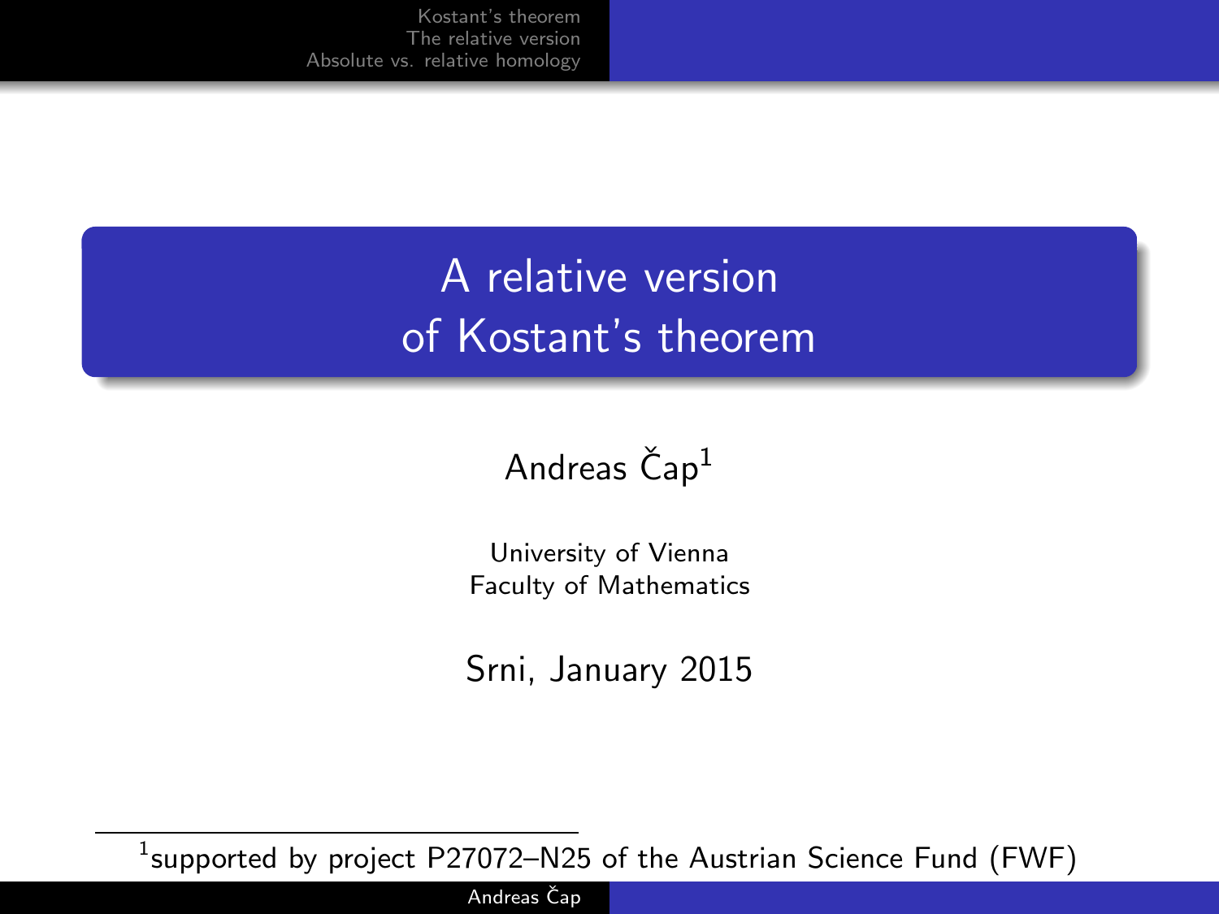# A relative version of Kostant's theorem

Andreas Čap[1]

University of Vienna
Faculty of Mathematics

Srni, January 2015

[1] supported by project P27072–N25 of the Austrian Science Fund (FWF)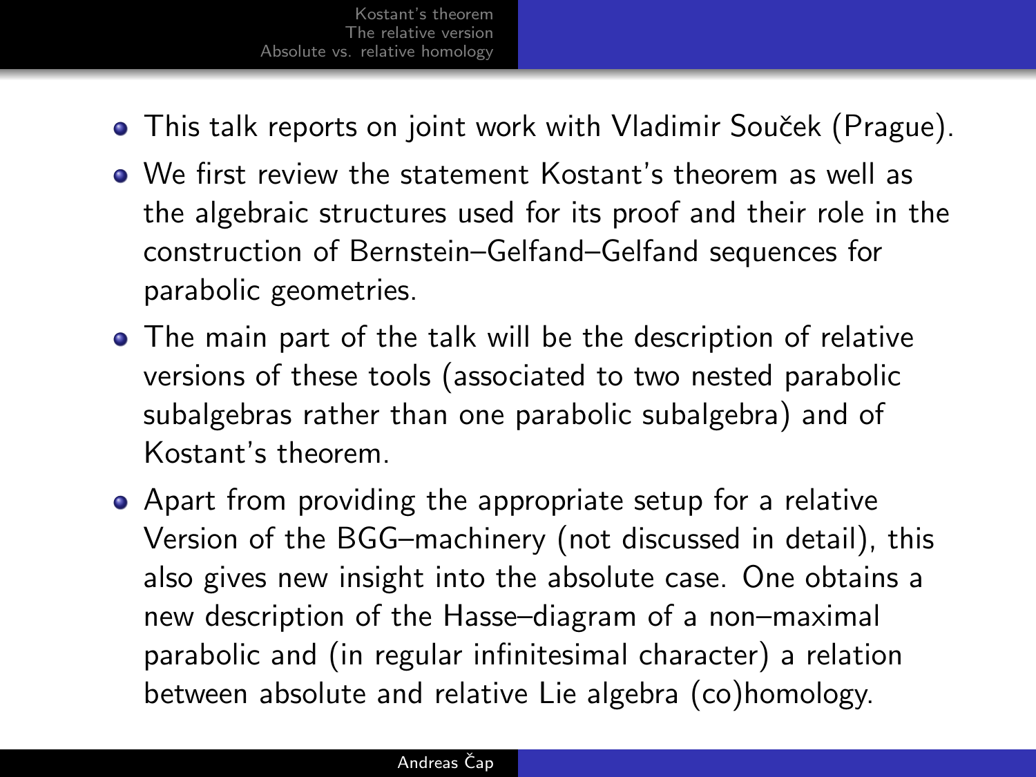- This talk reports on joint work with Vladimir Souček (Prague).
- We first review the statement Kostant's theorem as well as the algebraic structures used for its proof and their role in the construction of Bernstein–Gelfand–Gelfand sequences for parabolic geometries.
- The main part of the talk will be the description of relative versions of these tools (associated to two nested parabolic subalgebras rather than one parabolic subalgebra) and of Kostant's theorem.
- Apart from providing the appropriate setup for a relative Version of the BGG–machinery (not discussed in detail), this also gives new insight into the absolute case. One obtains a new description of the Hasse–diagram of a non–maximal parabolic and (in regular infinitesimal character) a relation between absolute and relative Lie algebra (co)homology.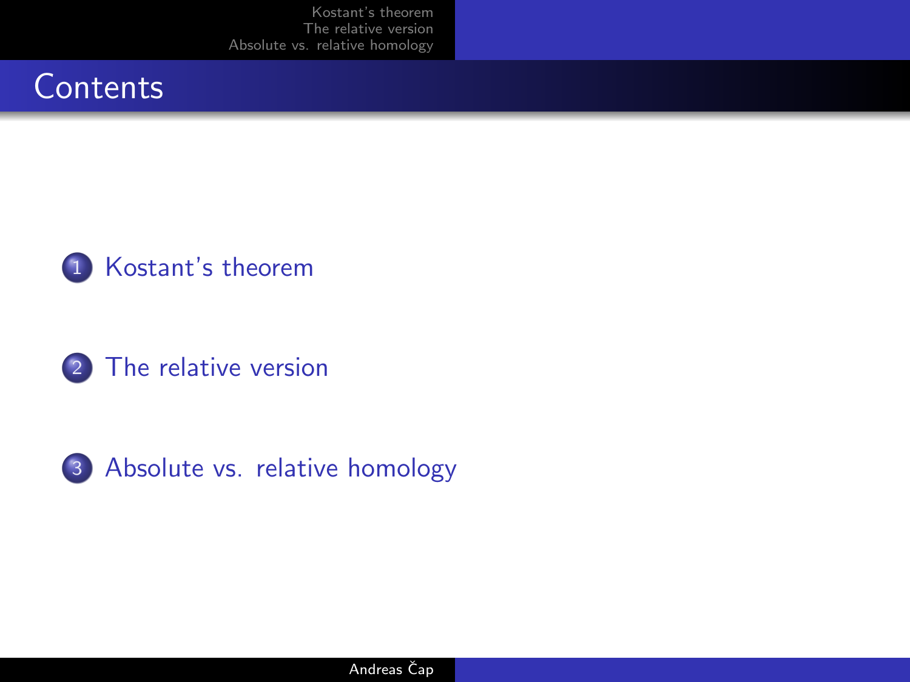## Contents

1. Kostant's theorem

2. The relative version

3. Absolute vs. relative homology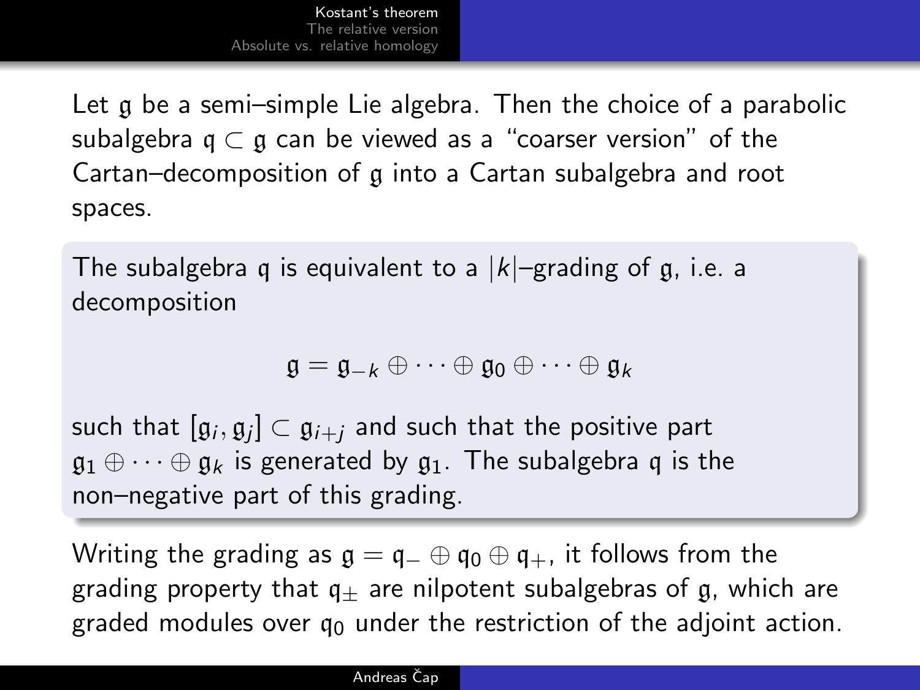Let $\mathfrak{g}$ be a semi–simple Lie algebra. Then the choice of a parabolic subalgebra $\mathfrak{q} \subset \mathfrak{g}$ can be viewed as a "coarser version" of the Cartan–decomposition of $\mathfrak{g}$ into a Cartan subalgebra and root spaces.

The subalgebra $\mathfrak{q}$ is equivalent to a $|k|$–grading of $\mathfrak{g}$, i.e. a decomposition

$$\mathfrak{g} = \mathfrak{g}_{-k} \oplus \cdots \oplus \mathfrak{g}_0 \oplus \cdots \oplus \mathfrak{g}_k$$

such that $[\mathfrak{g}_i, \mathfrak{g}_j] \subset \mathfrak{g}_{i+j}$ and such that the positive part $\mathfrak{g}_1 \oplus \cdots \oplus \mathfrak{g}_k$ is generated by $\mathfrak{g}_1$. The subalgebra $\mathfrak{q}$ is the non–negative part of this grading.

Writing the grading as $\mathfrak{g} = \mathfrak{q}_- \oplus \mathfrak{q}_0 \oplus \mathfrak{q}_+$, it follows from the grading property that $\mathfrak{q}_\pm$ are nilpotent subalgebras of $\mathfrak{g}$, which are graded modules over $\mathfrak{q}_0$ under the restriction of the adjoint action.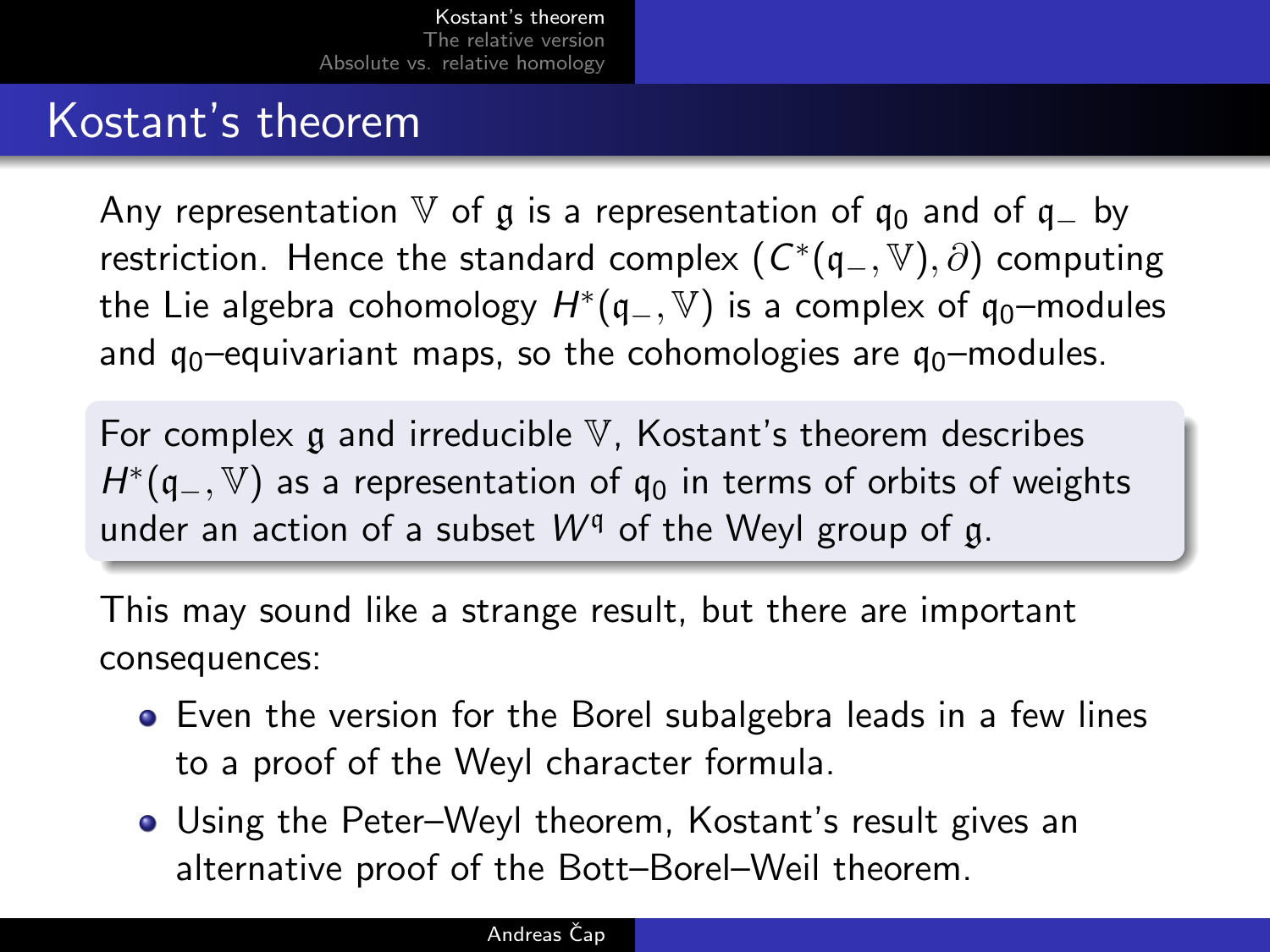# Kostant's theorem

Any representation $\mathbb{V}$ of $\mathfrak{g}$ is a representation of $\mathfrak{q}_0$ and of $\mathfrak{q}_-$ by restriction. Hence the standard complex $(C^*(\mathfrak{q}_-, \mathbb{V}), \partial)$ computing the Lie algebra cohomology $H^*(\mathfrak{q}_-, \mathbb{V})$ is a complex of $\mathfrak{q}_0$–modules and $\mathfrak{q}_0$–equivariant maps, so the cohomologies are $\mathfrak{q}_0$–modules.

For complex $\mathfrak{g}$ and irreducible $\mathbb{V}$, Kostant's theorem describes $H^*(\mathfrak{q}_-, \mathbb{V})$ as a representation of $\mathfrak{q}_0$ in terms of orbits of weights under an action of a subset $W^{\mathfrak{q}}$ of the Weyl group of $\mathfrak{g}$.

This may sound like a strange result, but there are important consequences:

- Even the version for the Borel subalgebra leads in a few lines to a proof of the Weyl character formula.
- Using the Peter–Weyl theorem, Kostant's result gives an alternative proof of the Bott–Borel–Weil theorem.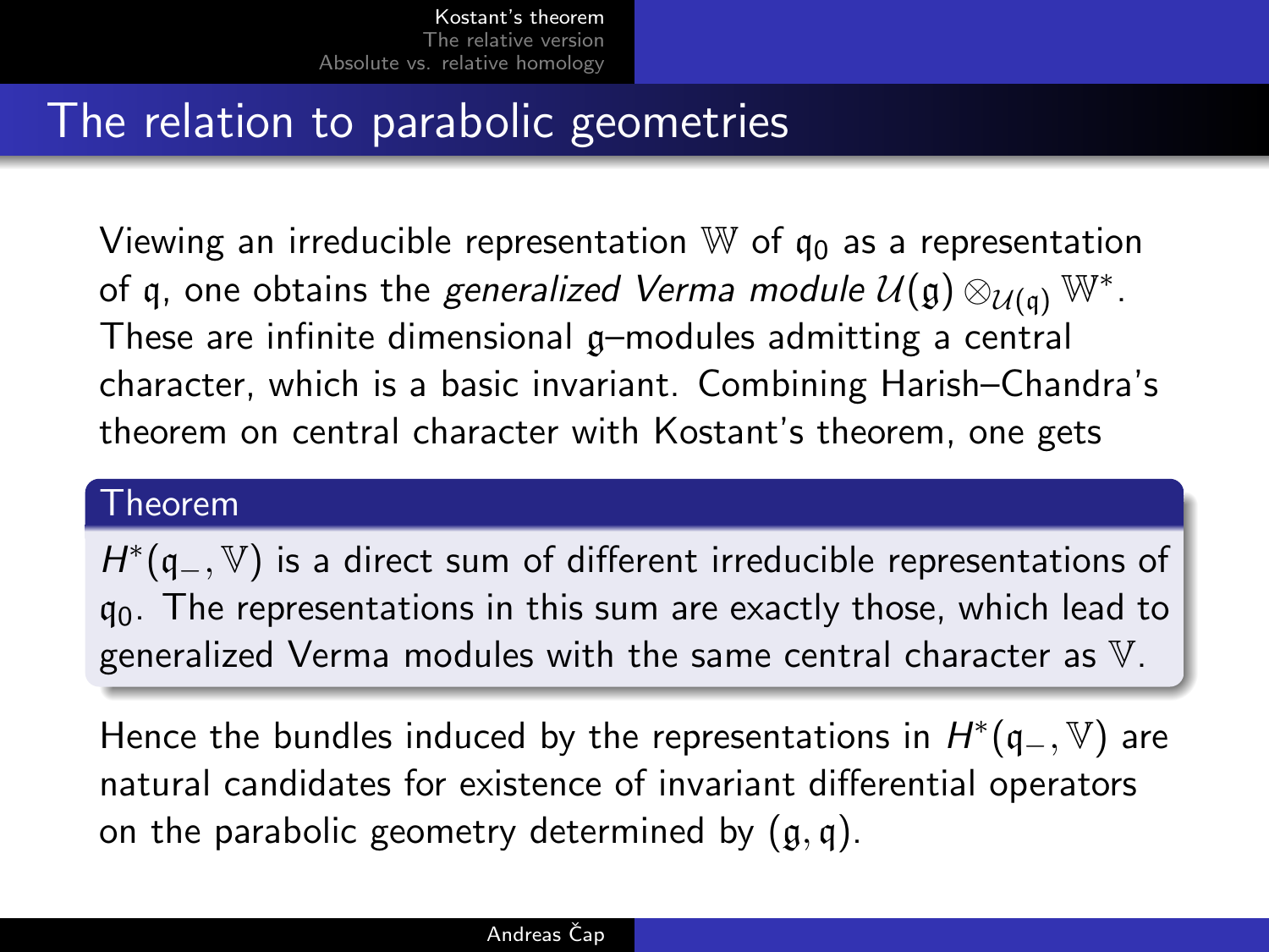# The relation to parabolic geometries

Viewing an irreducible representation $\mathbb{W}$ of $\mathfrak{q}_0$ as a representation of $\mathfrak{q}$, one obtains the *generalized Verma module* $\mathcal{U}(\mathfrak{g}) \otimes_{\mathcal{U}(\mathfrak{q})} \mathbb{W}^*$. These are infinite dimensional $\mathfrak{g}$–modules admitting a central character, which is a basic invariant. Combining Harish–Chandra's theorem on central character with Kostant's theorem, one gets

**Theorem**

$H^*(\mathfrak{q}_-, \mathbb{V})$ is a direct sum of different irreducible representations of $\mathfrak{q}_0$. The representations in this sum are exactly those, which lead to generalized Verma modules with the same central character as $\mathbb{V}$.

Hence the bundles induced by the representations in $H^*(\mathfrak{q}_-, \mathbb{V})$ are natural candidates for existence of invariant differential operators on the parabolic geometry determined by $(\mathfrak{g}, \mathfrak{q})$.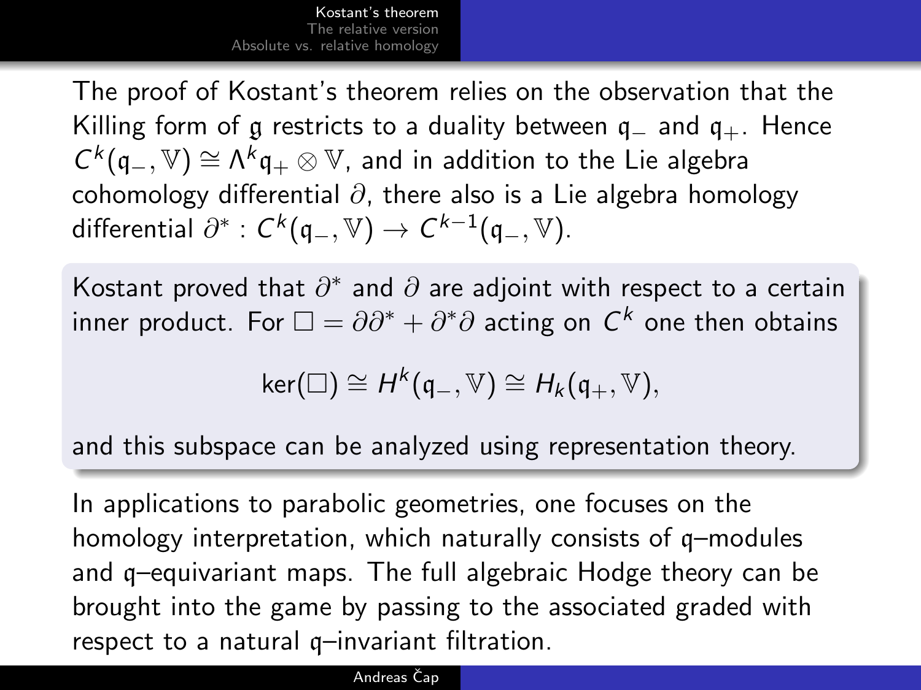The proof of Kostant's theorem relies on the observation that the Killing form of $\mathfrak{g}$ restricts to a duality between $\mathfrak{q}_-$ and $\mathfrak{q}_+$. Hence $C^k(\mathfrak{q}_-, \mathbb{V}) \cong \Lambda^k \mathfrak{q}_+ \otimes \mathbb{V}$, and in addition to the Lie algebra cohomology differential $\partial$, there also is a Lie algebra homology differential $\partial^* : C^k(\mathfrak{q}_-, \mathbb{V}) \to C^{k-1}(\mathfrak{q}_-, \mathbb{V})$.

Kostant proved that $\partial^*$ and $\partial$ are adjoint with respect to a certain inner product. For $\square = \partial\partial^* + \partial^*\partial$ acting on $C^k$ one then obtains

$$\ker(\square) \cong H^k(\mathfrak{q}_-, \mathbb{V}) \cong H_k(\mathfrak{q}_+, \mathbb{V}),$$

and this subspace can be analyzed using representation theory.

In applications to parabolic geometries, one focuses on the homology interpretation, which naturally consists of $\mathfrak{q}$–modules and $\mathfrak{q}$–equivariant maps. The full algebraic Hodge theory can be brought into the game by passing to the associated graded with respect to a natural $\mathfrak{q}$–invariant filtration.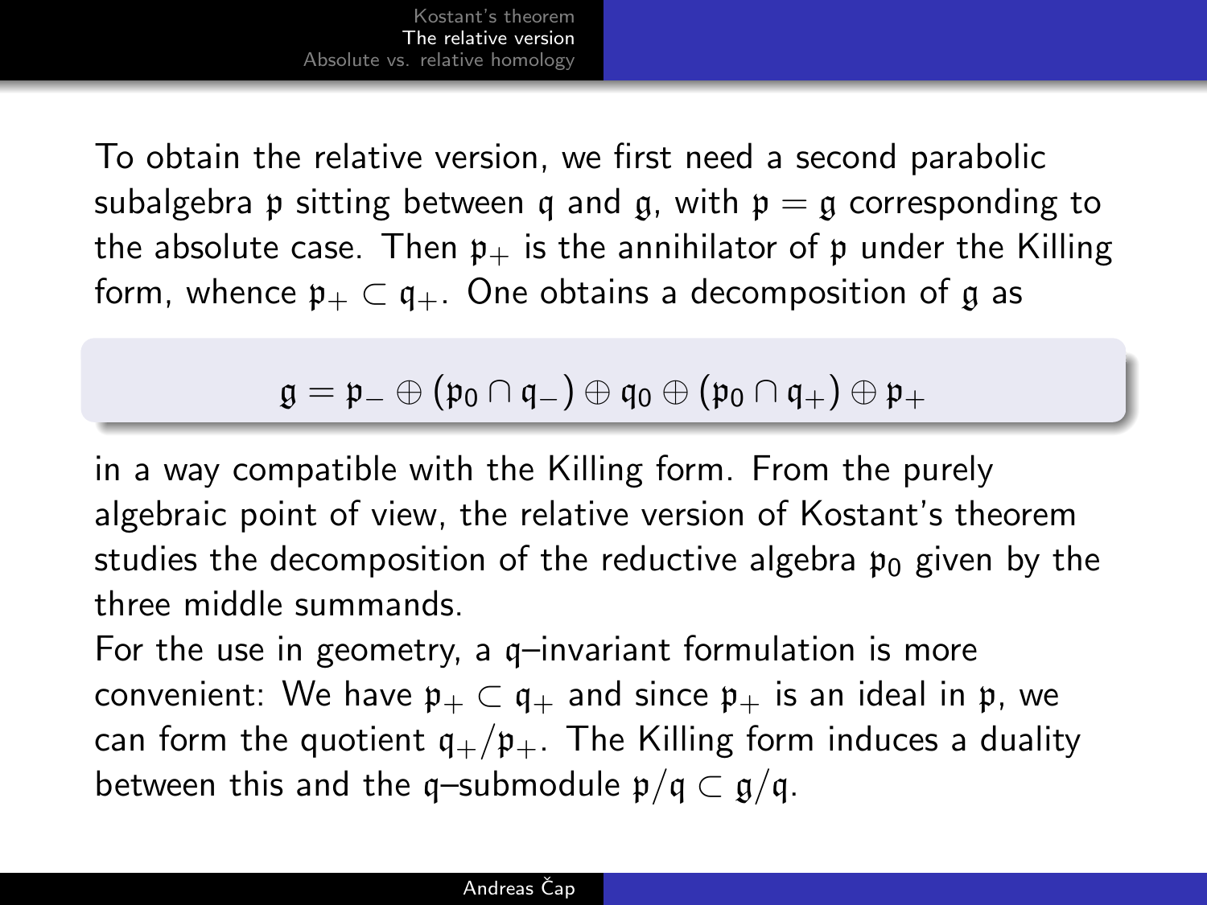To obtain the relative version, we first need a second parabolic subalgebra $\mathfrak{p}$ sitting between $\mathfrak{q}$ and $\mathfrak{g}$, with $\mathfrak{p} = \mathfrak{g}$ corresponding to the absolute case. Then $\mathfrak{p}_+$ is the annihilator of $\mathfrak{p}$ under the Killing form, whence $\mathfrak{p}_+ \subset \mathfrak{q}_+$. One obtains a decomposition of $\mathfrak{g}$ as

$$\mathfrak{g} = \mathfrak{p}_- \oplus (\mathfrak{p}_0 \cap \mathfrak{q}_-) \oplus \mathfrak{q}_0 \oplus (\mathfrak{p}_0 \cap \mathfrak{q}_+) \oplus \mathfrak{p}_+$$

in a way compatible with the Killing form. From the purely algebraic point of view, the relative version of Kostant's theorem studies the decomposition of the reductive algebra $\mathfrak{p}_0$ given by the three middle summands.

For the use in geometry, a $\mathfrak{q}$–invariant formulation is more convenient: We have $\mathfrak{p}_+ \subset \mathfrak{q}_+$ and since $\mathfrak{p}_+$ is an ideal in $\mathfrak{p}$, we can form the quotient $\mathfrak{q}_+/\mathfrak{p}_+$. The Killing form induces a duality between this and the $\mathfrak{q}$–submodule $\mathfrak{p}/\mathfrak{q} \subset \mathfrak{g}/\mathfrak{q}$.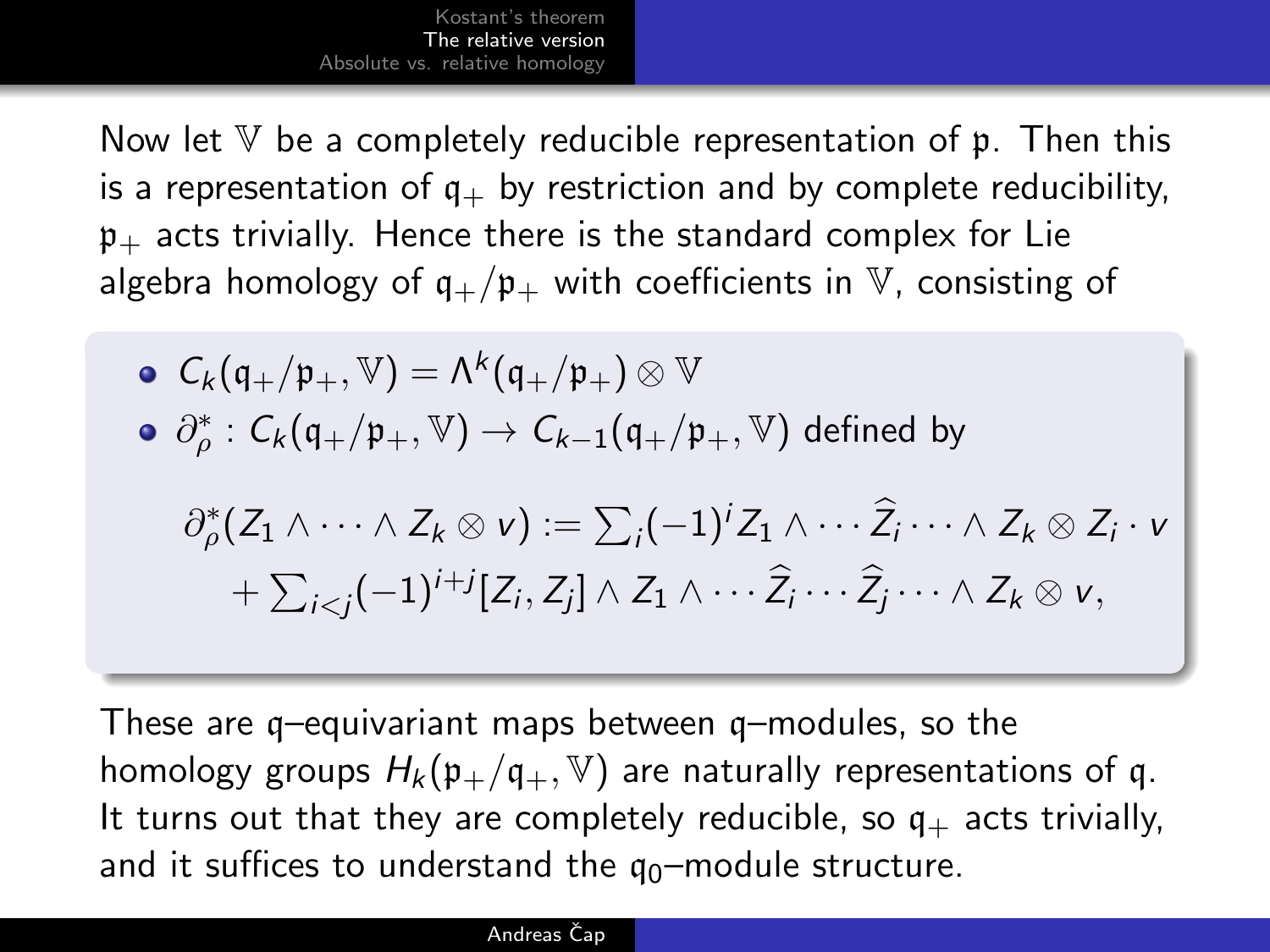Now let $\mathbb{V}$ be a completely reducible representation of $\mathfrak{p}$. Then this is a representation of $\mathfrak{q}_+$ by restriction and by complete reducibility, $\mathfrak{p}_+$ acts trivially. Hence there is the standard complex for Lie algebra homology of $\mathfrak{q}_+/\mathfrak{p}_+$ with coefficients in $\mathbb{V}$, consisting of

- $C_k(\mathfrak{q}_+/\mathfrak{p}_+, \mathbb{V}) = \Lambda^k(\mathfrak{q}_+/\mathfrak{p}_+) \otimes \mathbb{V}$
- $\partial^*_\rho : C_k(\mathfrak{q}_+/\mathfrak{p}_+, \mathbb{V}) \to C_{k-1}(\mathfrak{q}_+/\mathfrak{p}_+, \mathbb{V})$ defined by

$$\partial^*_\rho(Z_1 \wedge \cdots \wedge Z_k \otimes v) := \textstyle\sum_i (-1)^i Z_1 \wedge \cdots \widehat{Z_i} \cdots \wedge Z_k \otimes Z_i \cdot v$$
$$+ \textstyle\sum_{i<j} (-1)^{i+j} [Z_i, Z_j] \wedge Z_1 \wedge \cdots \widehat{Z_i} \cdots \widehat{Z_j} \cdots \wedge Z_k \otimes v,$$

These are $\mathfrak{q}$–equivariant maps between $\mathfrak{q}$–modules, so the homology groups $H_k(\mathfrak{p}_+/\mathfrak{q}_+, \mathbb{V})$ are naturally representations of $\mathfrak{q}$. It turns out that they are completely reducible, so $\mathfrak{q}_+$ acts trivially, and it suffices to understand the $\mathfrak{q}_0$–module structure.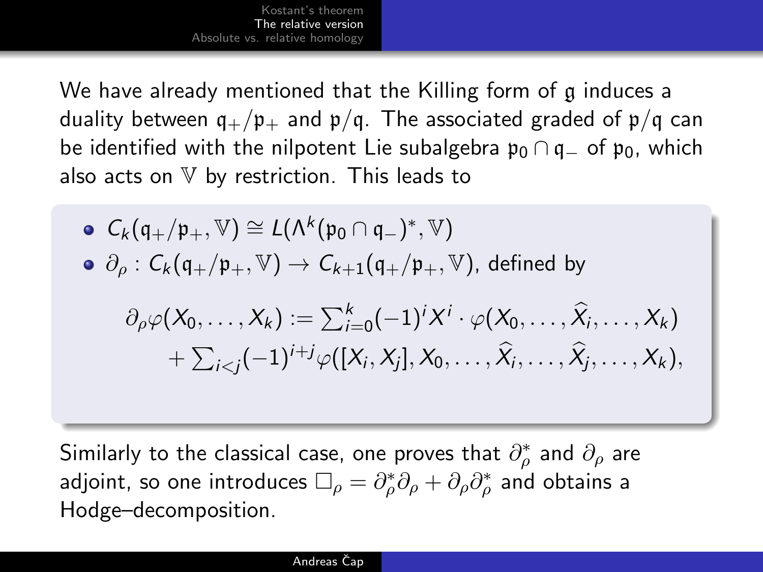We have already mentioned that the Killing form of $\mathfrak{g}$ induces a duality between $\mathfrak{q}_+/\mathfrak{p}_+$ and $\mathfrak{p}/\mathfrak{q}$. The associated graded of $\mathfrak{p}/\mathfrak{q}$ can be identified with the nilpotent Lie subalgebra $\mathfrak{p}_0 \cap \mathfrak{q}_-$ of $\mathfrak{p}_0$, which also acts on $\mathbb{V}$ by restriction. This leads to

- $C_k(\mathfrak{q}_+/\mathfrak{p}_+, \mathbb{V}) \cong L(\Lambda^k(\mathfrak{p}_0 \cap \mathfrak{q}_-)^*, \mathbb{V})$
- $\partial_\rho : C_k(\mathfrak{q}_+/\mathfrak{p}_+, \mathbb{V}) \to C_{k+1}(\mathfrak{q}_+/\mathfrak{p}_+, \mathbb{V})$, defined by

$$\partial_\rho \varphi(X_0, \ldots, X_k) := \sum_{i=0}^{k} (-1)^i X^i \cdot \varphi(X_0, \ldots, \widehat{X}_i, \ldots, X_k)$$
$$+ \sum_{i<j} (-1)^{i+j} \varphi([X_i, X_j], X_0, \ldots, \widehat{X}_i, \ldots, \widehat{X}_j, \ldots, X_k),$$

Similarly to the classical case, one proves that $\partial_\rho^*$ and $\partial_\rho$ are adjoint, so one introduces $\Box_\rho = \partial_\rho^* \partial_\rho + \partial_\rho \partial_\rho^*$ and obtains a Hodge–decomposition.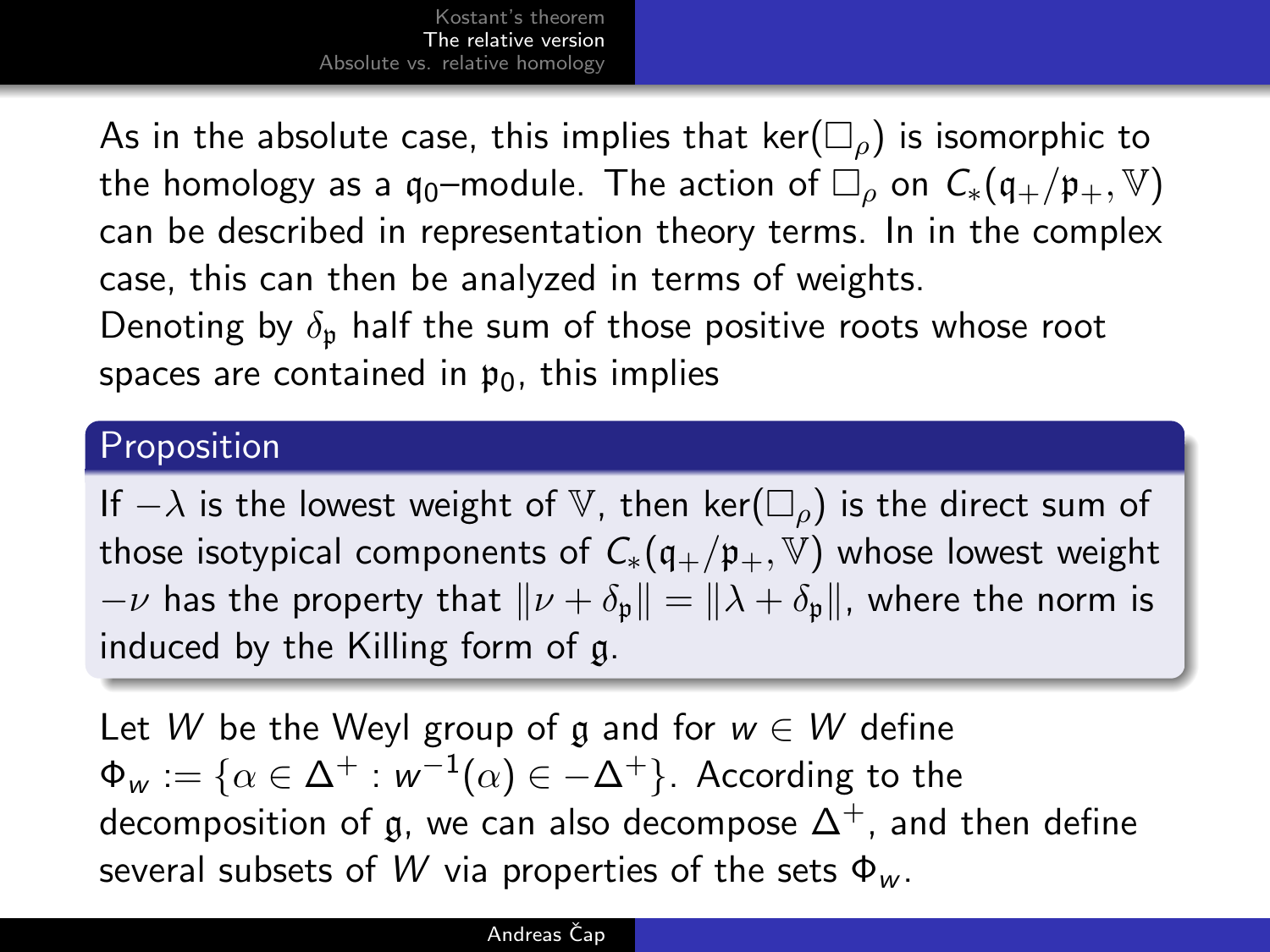As in the absolute case, this implies that $\ker(\Box_\rho)$ is isomorphic to the homology as a $\mathfrak{q}_0$–module. The action of $\Box_\rho$ on $C_*(\mathfrak{q}_+/\mathfrak{p}_+, \mathbb{V})$ can be described in representation theory terms. In in the complex case, this can then be analyzed in terms of weights.

Denoting by $\delta_\mathfrak{p}$ half the sum of those positive roots whose root spaces are contained in $\mathfrak{p}_0$, this implies

**Proposition**

If $-\lambda$ is the lowest weight of $\mathbb{V}$, then $\ker(\Box_\rho)$ is the direct sum of those isotypical components of $C_*(\mathfrak{q}_+/\mathfrak{p}_+, \mathbb{V})$ whose lowest weight $-\nu$ has the property that $\|\nu + \delta_\mathfrak{p}\| = \|\lambda + \delta_\mathfrak{p}\|$, where the norm is induced by the Killing form of $\mathfrak{g}$.

Let $W$ be the Weyl group of $\mathfrak{g}$ and for $w \in W$ define $\Phi_w := \{\alpha \in \Delta^+ : w^{-1}(\alpha) \in -\Delta^+\}$. According to the decomposition of $\mathfrak{g}$, we can also decompose $\Delta^+$, and then define several subsets of $W$ via properties of the sets $\Phi_w$.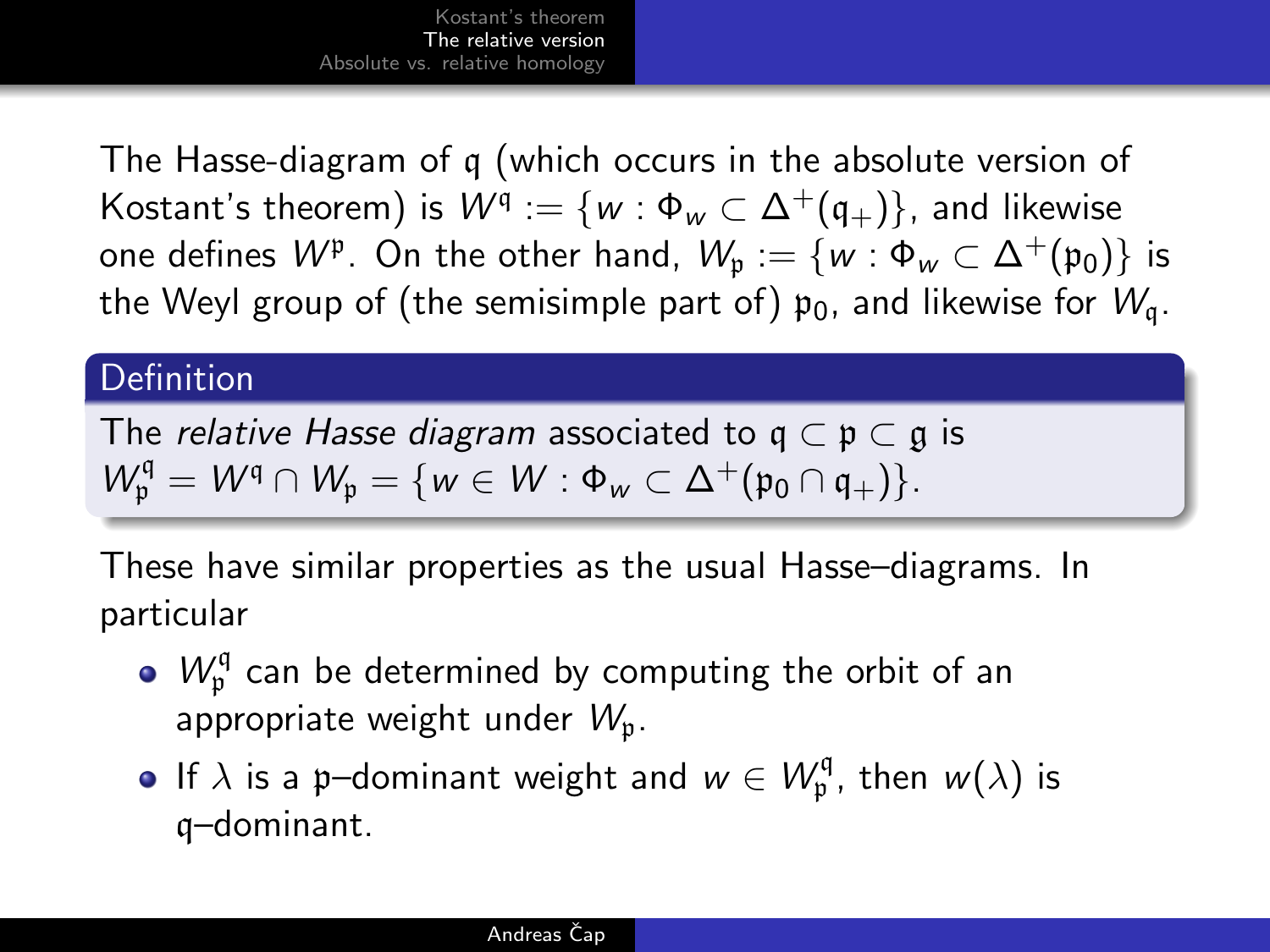The Hasse-diagram of $\mathfrak{q}$ (which occurs in the absolute version of Kostant's theorem) is $W^{\mathfrak{q}} := \{w : \Phi_w \subset \Delta^+(\mathfrak{q}_+)\}$, and likewise one defines $W^{\mathfrak{p}}$. On the other hand, $W_{\mathfrak{p}} := \{w : \Phi_w \subset \Delta^+(\mathfrak{p}_0)\}$ is the Weyl group of (the semisimple part of) $\mathfrak{p}_0$, and likewise for $W_{\mathfrak{q}}$.

**Definition**

The *relative Hasse diagram* associated to $\mathfrak{q} \subset \mathfrak{p} \subset \mathfrak{g}$ is $W_{\mathfrak{p}}^{\mathfrak{q}} = W^{\mathfrak{q}} \cap W_{\mathfrak{p}} = \{w \in W : \Phi_w \subset \Delta^+(\mathfrak{p}_0 \cap \mathfrak{q}_+)\}$.

These have similar properties as the usual Hasse–diagrams. In particular

- $W_{\mathfrak{p}}^{\mathfrak{q}}$ can be determined by computing the orbit of an appropriate weight under $W_{\mathfrak{p}}$.
- If $\lambda$ is a $\mathfrak{p}$–dominant weight and $w \in W_{\mathfrak{p}}^{\mathfrak{q}}$, then $w(\lambda)$ is $\mathfrak{q}$–dominant.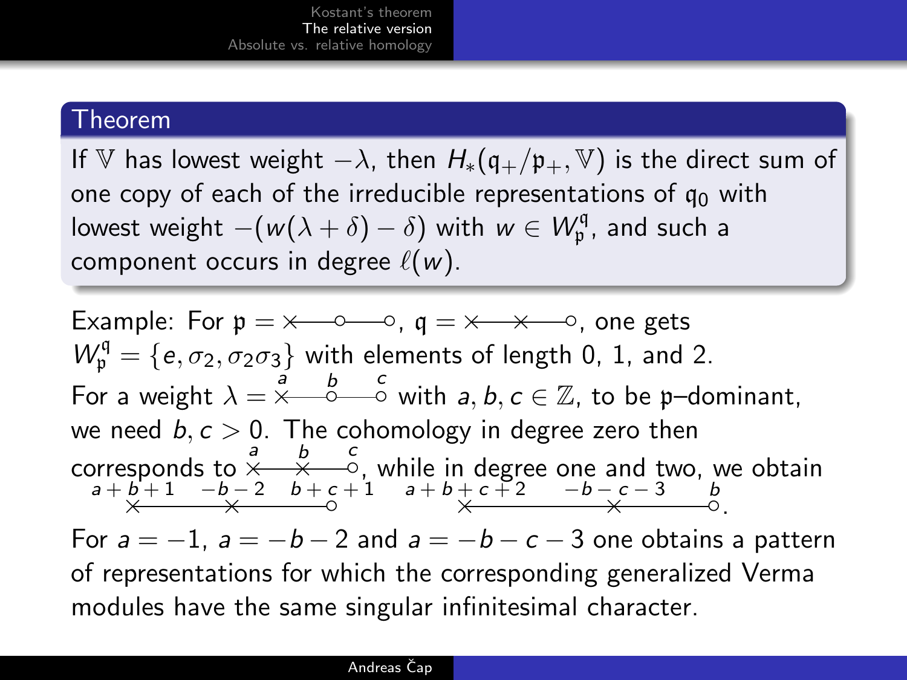## Theorem

If $\mathbb{V}$ has lowest weight $-\lambda$, then $H_*(\mathfrak{q}_+/\mathfrak{p}_+, \mathbb{V})$ is the direct sum of one copy of each of the irreducible representations of $\mathfrak{q}_0$ with lowest weight $-(w(\lambda+\delta)-\delta)$ with $w \in W_{\mathfrak{p}}^{\mathfrak{q}}$, and such a component occurs in degree $\ell(w)$.

Example: For $\mathfrak{p} = \times\!\!-\!\!\!-\!\!\circ\!\!-\!\!\!-\!\!\circ$, $\mathfrak{q} = \times\!\!-\!\!\!-\!\!\times\!\!-\!\!\!-\!\!\circ$, one gets $W_{\mathfrak{p}}^{\mathfrak{q}} = \{e, \sigma_2, \sigma_2\sigma_3\}$ with elements of length 0, 1, and 2.

For a weight $\lambda = \overset{a}{\times}\!\!-\!\!\!-\!\!\overset{b}{\circ}\!\!-\!\!\!-\!\!\overset{c}{\circ}$ with $a, b, c \in \mathbb{Z}$, to be $\mathfrak{p}$–dominant, we need $b, c > 0$. The cohomology in degree zero then corresponds to $\overset{a}{\times}\!\!-\!\!\!-\!\!\overset{b}{\times}\!\!-\!\!\!-\!\!\overset{c}{\circ}$, while in degree one and two, we obtain $\overset{a+b+1}{\times}\!\!-\!\!\!-\!\!\overset{-b-2}{\times}\!\!-\!\!\!-\!\!\overset{b+c+1}{\circ}$ $\overset{a+b+c+2}{\times}\!\!-\!\!\!-\!\!\overset{-b-c-3}{\times}\!\!-\!\!\!-\!\!\overset{b}{\circ}$.

For $a = -1$, $a = -b-2$ and $a = -b-c-3$ one obtains a pattern of representations for which the corresponding generalized Verma modules have the same singular infinitesimal character.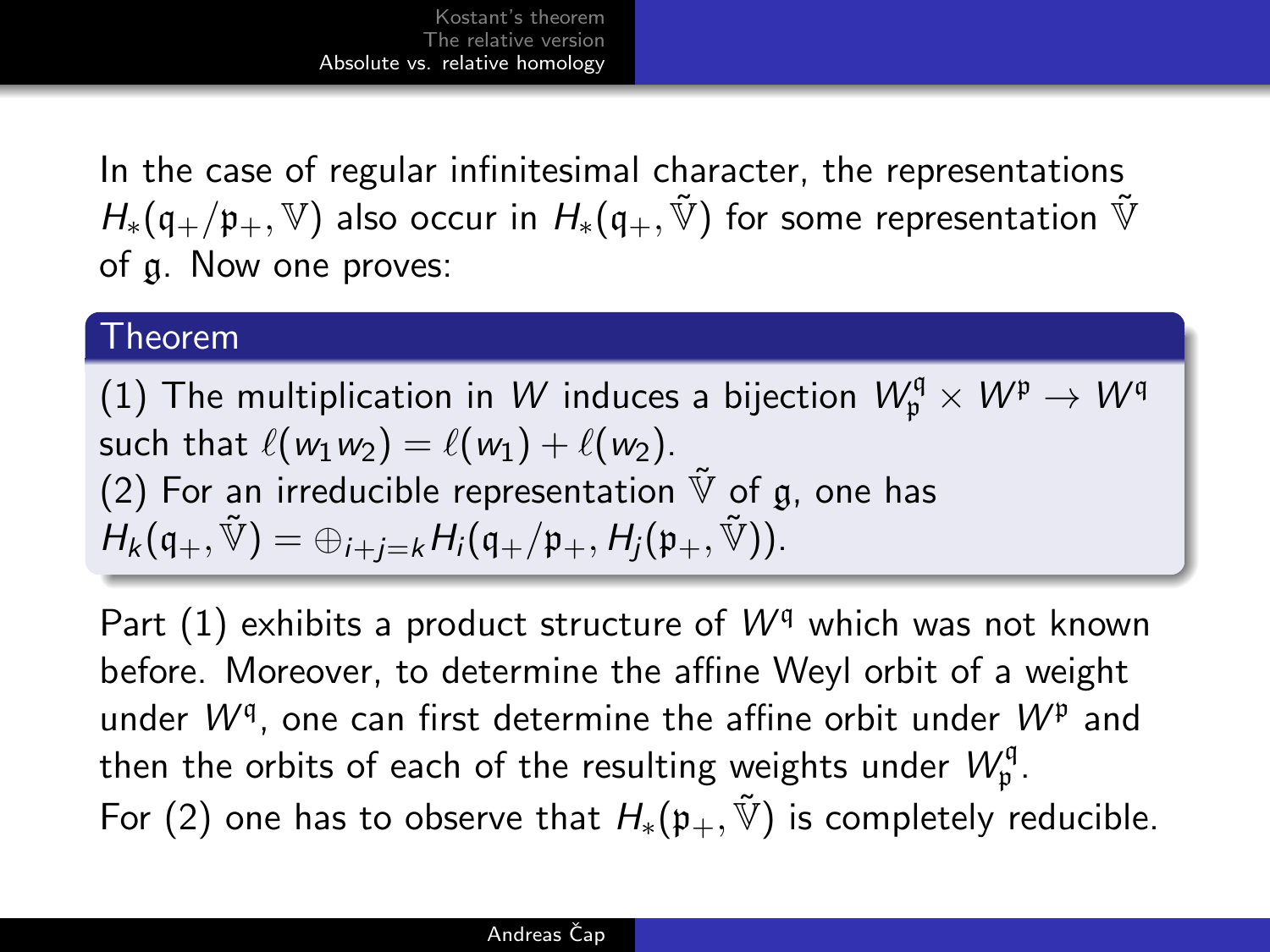In the case of regular infinitesimal character, the representations $H_*(\mathfrak{q}_+/\mathfrak{p}_+, \mathbb{V})$ also occur in $H_*(\mathfrak{q}_+, \tilde{\mathbb{V}})$ for some representation $\tilde{\mathbb{V}}$ of $\mathfrak{g}$. Now one proves:

**Theorem**

(1) The multiplication in $W$ induces a bijection $W_{\mathfrak{p}}^{\mathfrak{q}} \times W^{\mathfrak{p}} \to W^{\mathfrak{q}}$ such that $\ell(w_1 w_2) = \ell(w_1) + \ell(w_2)$.
(2) For an irreducible representation $\tilde{\mathbb{V}}$ of $\mathfrak{g}$, one has $H_k(\mathfrak{q}_+, \tilde{\mathbb{V}}) = \oplus_{i+j=k} H_i(\mathfrak{q}_+/\mathfrak{p}_+, H_j(\mathfrak{p}_+, \tilde{\mathbb{V}}))$.

Part (1) exhibits a product structure of $W^{\mathfrak{q}}$ which was not known before. Moreover, to determine the affine Weyl orbit of a weight under $W^{\mathfrak{q}}$, one can first determine the affine orbit under $W^{\mathfrak{p}}$ and then the orbits of each of the resulting weights under $W_{\mathfrak{p}}^{\mathfrak{q}}$.
For (2) one has to observe that $H_*(\mathfrak{p}_+, \tilde{\mathbb{V}})$ is completely reducible.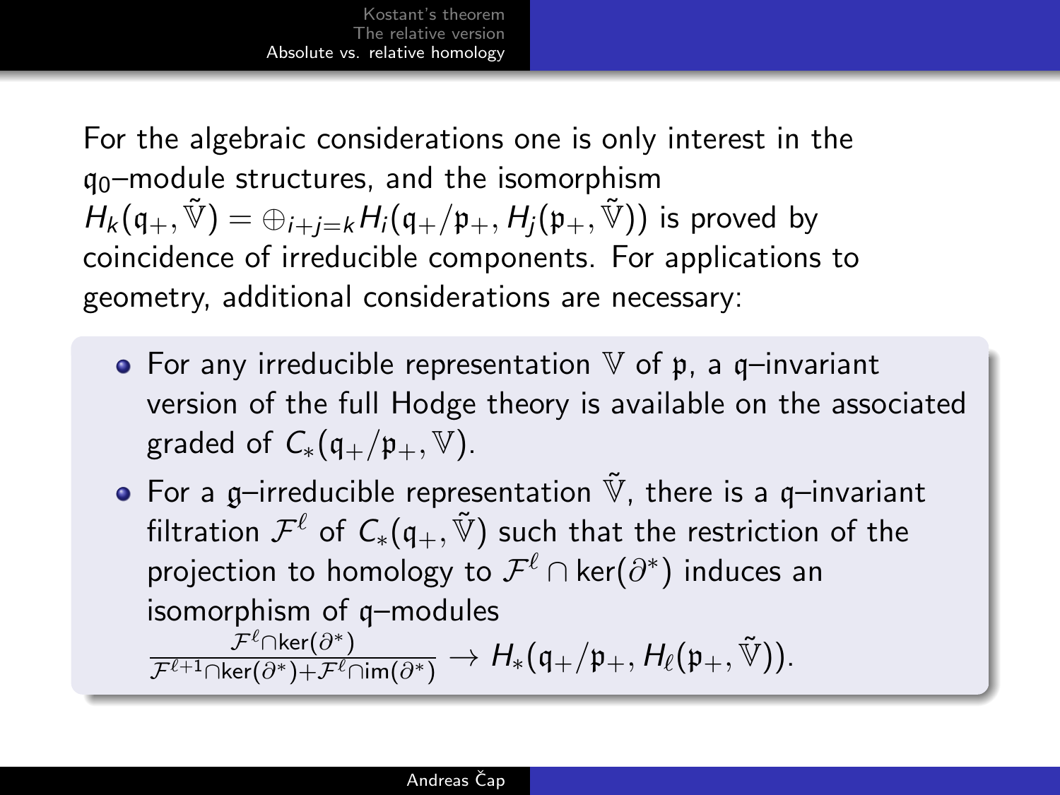For the algebraic considerations one is only interest in the $\mathfrak{q}_0$–module structures, and the isomorphism $H_k(\mathfrak{q}_+, \tilde{\mathbb{V}}) = \oplus_{i+j=k} H_i(\mathfrak{q}_+/\mathfrak{p}_+, H_j(\mathfrak{p}_+, \tilde{\mathbb{V}}))$ is proved by coincidence of irreducible components. For applications to geometry, additional considerations are necessary:

- For any irreducible representation $\mathbb{V}$ of $\mathfrak{p}$, a $\mathfrak{q}$–invariant version of the full Hodge theory is available on the associated graded of $C_*(\mathfrak{q}_+/\mathfrak{p}_+, \mathbb{V})$.
- For a $\mathfrak{g}$–irreducible representation $\tilde{\mathbb{V}}$, there is a $\mathfrak{q}$–invariant filtration $\mathcal{F}^\ell$ of $C_*(\mathfrak{q}_+, \tilde{\mathbb{V}})$ such that the restriction of the projection to homology to $\mathcal{F}^\ell \cap \ker(\partial^*)$ induces an isomorphism of $\mathfrak{q}$–modules $\frac{\mathcal{F}^\ell \cap \ker(\partial^*)}{\mathcal{F}^{\ell+1} \cap \ker(\partial^*) + \mathcal{F}^\ell \cap \operatorname{im}(\partial^*)} \to H_*(\mathfrak{q}_+/\mathfrak{p}_+, H_\ell(\mathfrak{p}_+, \tilde{\mathbb{V}}))$.